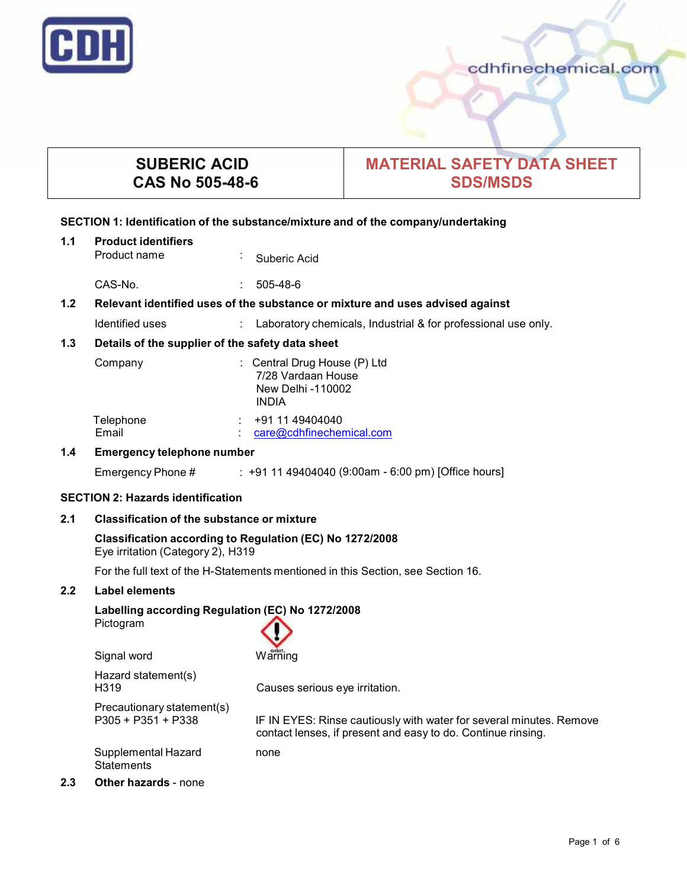CDH

cdhfinechemical.com

| SUBERIC ACID<br>CAS No 505-48-6 | MATERIAL SAFETY DATA SHEET<br>SDS/MSDS |
|---|---|

## SECTION 1: Identification of the substance/mixture and of the company/undertaking

### 1.1 Product identifiers

Product name : Suberic Acid

CAS-No. : 505-48-6

### 1.2 Relevant identified uses of the substance or mixture and uses advised against

Identified uses : Laboratory chemicals, Industrial & for professional use only.

### 1.3 Details of the supplier of the safety data sheet

Company : Central Drug House (P) Ltd
7/28 Vardaan House
New Delhi -110002
INDIA

Telephone : +91 11 49404040
Email : care@cdhfinechemical.com

### 1.4 Emergency telephone number

Emergency Phone # : +91 11 49404040 (9:00am - 6:00 pm) [Office hours]

## SECTION 2: Hazards identification

### 2.1 Classification of the substance or mixture

**Classification according to Regulation (EC) No 1272/2008**
Eye irritation (Category 2), H319

For the full text of the H-Statements mentioned in this Section, see Section 16.

### 2.2 Label elements

**Labelling according Regulation (EC) No 1272/2008**

Pictogram

Signal word Warning

Hazard statement(s)
H319 Causes serious eye irritation.

Precautionary statement(s)
P305 + P351 + P338 IF IN EYES: Rinse cautiously with water for several minutes. Remove contact lenses, if present and easy to do. Continue rinsing.

Supplemental Hazard Statements none

### 2.3 Other hazards - none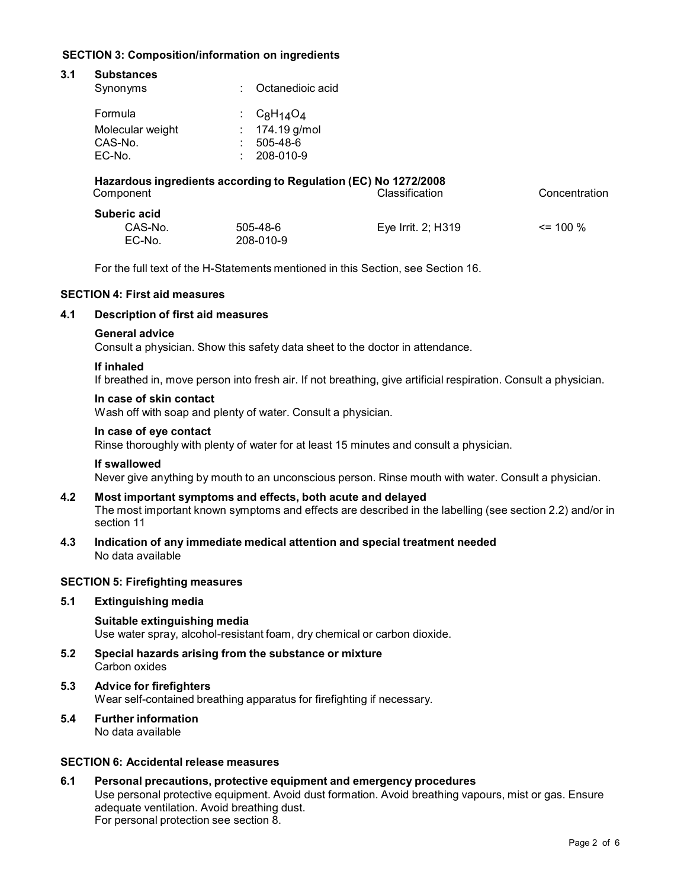## SECTION 3: Composition/information on ingredients

### 3.1 Substances

| | | |
|---|---|---|
| Synonyms | : | Octanedioic acid |
| Formula | : | $C_8H_{14}O_4$ |
| Molecular weight | : | 174.19 g/mol |
| CAS-No. | : | 505-48-6 |
| EC-No. | : | 208-010-9 |

**Hazardous ingredients according to Regulation (EC) No 1272/2008**

| Component | | Classification | Concentration |
|---|---|---|---|
| **Suberic acid** | | | |
| CAS-No. | 505-48-6 | Eye Irrit. 2; H319 | <= 100 % |
| EC-No. | 208-010-9 | | |

For the full text of the H-Statements mentioned in this Section, see Section 16.

## SECTION 4: First aid measures

### 4.1 Description of first aid measures

**General advice**
Consult a physician. Show this safety data sheet to the doctor in attendance.

**If inhaled**
If breathed in, move person into fresh air. If not breathing, give artificial respiration. Consult a physician.

**In case of skin contact**
Wash off with soap and plenty of water. Consult a physician.

**In case of eye contact**
Rinse thoroughly with plenty of water for at least 15 minutes and consult a physician.

**If swallowed**
Never give anything by mouth to an unconscious person. Rinse mouth with water. Consult a physician.

### 4.2 Most important symptoms and effects, both acute and delayed

The most important known symptoms and effects are described in the labelling (see section 2.2) and/or in section 11

### 4.3 Indication of any immediate medical attention and special treatment needed

No data available

## SECTION 5: Firefighting measures

### 5.1 Extinguishing media

**Suitable extinguishing media**
Use water spray, alcohol-resistant foam, dry chemical or carbon dioxide.

### 5.2 Special hazards arising from the substance or mixture

Carbon oxides

### 5.3 Advice for firefighters

Wear self-contained breathing apparatus for firefighting if necessary.

### 5.4 Further information

No data available

## SECTION 6: Accidental release measures

### 6.1 Personal precautions, protective equipment and emergency procedures

Use personal protective equipment. Avoid dust formation. Avoid breathing vapours, mist or gas. Ensure adequate ventilation. Avoid breathing dust.
For personal protection see section 8.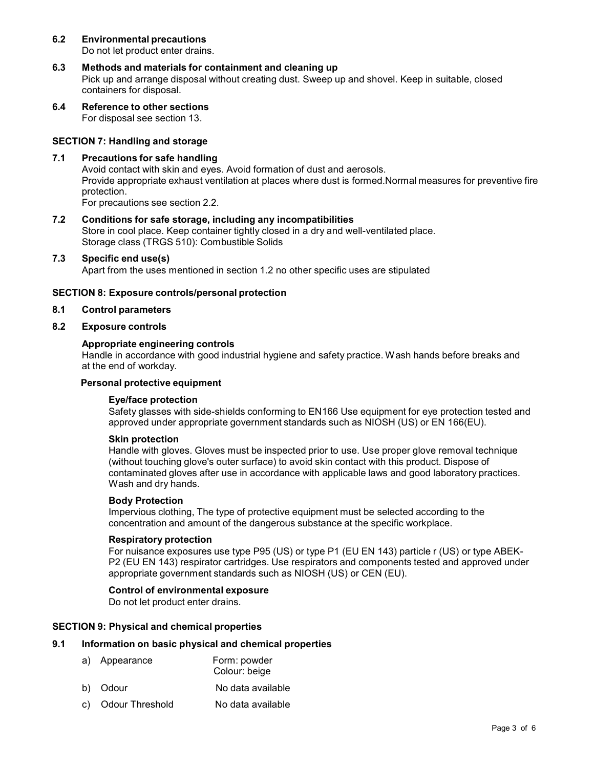### 6.2 Environmental precautions

Do not let product enter drains.

### 6.3 Methods and materials for containment and cleaning up

Pick up and arrange disposal without creating dust. Sweep up and shovel. Keep in suitable, closed containers for disposal.

### 6.4 Reference to other sections

For disposal see section 13.

## SECTION 7: Handling and storage

### 7.1 Precautions for safe handling

Avoid contact with skin and eyes. Avoid formation of dust and aerosols.
Provide appropriate exhaust ventilation at places where dust is formed.Normal measures for preventive fire protection.
For precautions see section 2.2.

### 7.2 Conditions for safe storage, including any incompatibilities

Store in cool place. Keep container tightly closed in a dry and well-ventilated place.
Storage class (TRGS 510): Combustible Solids

### 7.3 Specific end use(s)

Apart from the uses mentioned in section 1.2 no other specific uses are stipulated

## SECTION 8: Exposure controls/personal protection

### 8.1 Control parameters

### 8.2 Exposure controls

**Appropriate engineering controls**

Handle in accordance with good industrial hygiene and safety practice. Wash hands before breaks and at the end of workday.

**Personal protective equipment**

**Eye/face protection**

Safety glasses with side-shields conforming to EN166 Use equipment for eye protection tested and approved under appropriate government standards such as NIOSH (US) or EN 166(EU).

**Skin protection**

Handle with gloves. Gloves must be inspected prior to use. Use proper glove removal technique (without touching glove's outer surface) to avoid skin contact with this product. Dispose of contaminated gloves after use in accordance with applicable laws and good laboratory practices. Wash and dry hands.

**Body Protection**

Impervious clothing, The type of protective equipment must be selected according to the concentration and amount of the dangerous substance at the specific workplace.

**Respiratory protection**

For nuisance exposures use type P95 (US) or type P1 (EU EN 143) particle r (US) or type ABEK-P2 (EU EN 143) respirator cartridges. Use respirators and components tested and approved under appropriate government standards such as NIOSH (US) or CEN (EU).

**Control of environmental exposure**

Do not let product enter drains.

## SECTION 9: Physical and chemical properties

### 9.1 Information on basic physical and chemical properties

a) Appearance — Form: powder; Colour: beige

b) Odour — No data available

c) Odour Threshold — No data available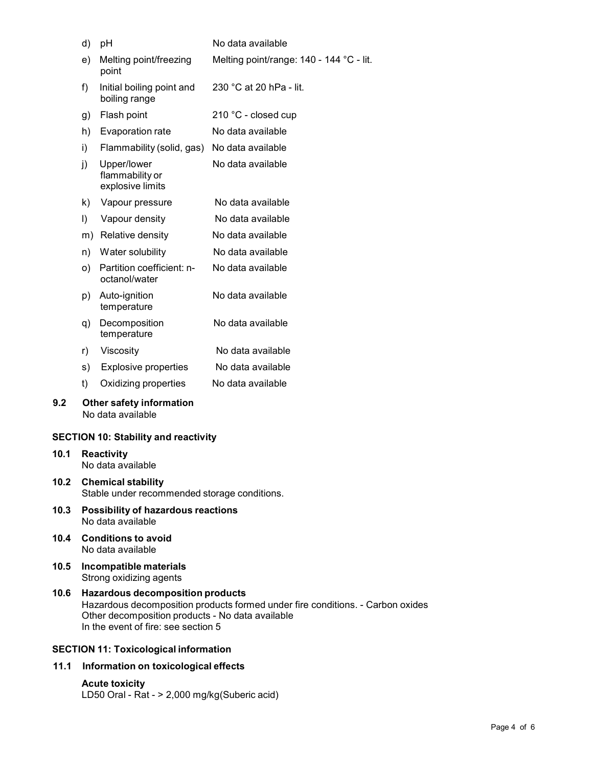| | | |
|---|---|---|
| d) | pH | No data available |
| e) | Melting point/freezing point | Melting point/range: 140 - 144 °C - lit. |
| f) | Initial boiling point and boiling range | 230 °C at 20 hPa - lit. |
| g) | Flash point | 210 °C - closed cup |
| h) | Evaporation rate | No data available |
| i) | Flammability (solid, gas) | No data available |
| j) | Upper/lower flammability or explosive limits | No data available |
| k) | Vapour pressure | No data available |
| l) | Vapour density | No data available |
| m) | Relative density | No data available |
| n) | Water solubility | No data available |
| o) | Partition coefficient: n-octanol/water | No data available |
| p) | Auto-ignition temperature | No data available |
| q) | Decomposition temperature | No data available |
| r) | Viscosity | No data available |
| s) | Explosive properties | No data available |
| t) | Oxidizing properties | No data available |

**9.2 Other safety information**

No data available

## SECTION 10: Stability and reactivity

**10.1 Reactivity**

No data available

**10.2 Chemical stability**

Stable under recommended storage conditions.

**10.3 Possibility of hazardous reactions**

No data available

**10.4 Conditions to avoid**

No data available

**10.5 Incompatible materials**

Strong oxidizing agents

**10.6 Hazardous decomposition products**

Hazardous decomposition products formed under fire conditions. - Carbon oxides
Other decomposition products - No data available
In the event of fire: see section 5

## SECTION 11: Toxicological information

**11.1 Information on toxicological effects**

**Acute toxicity**

LD50 Oral - Rat - > 2,000 mg/kg(Suberic acid)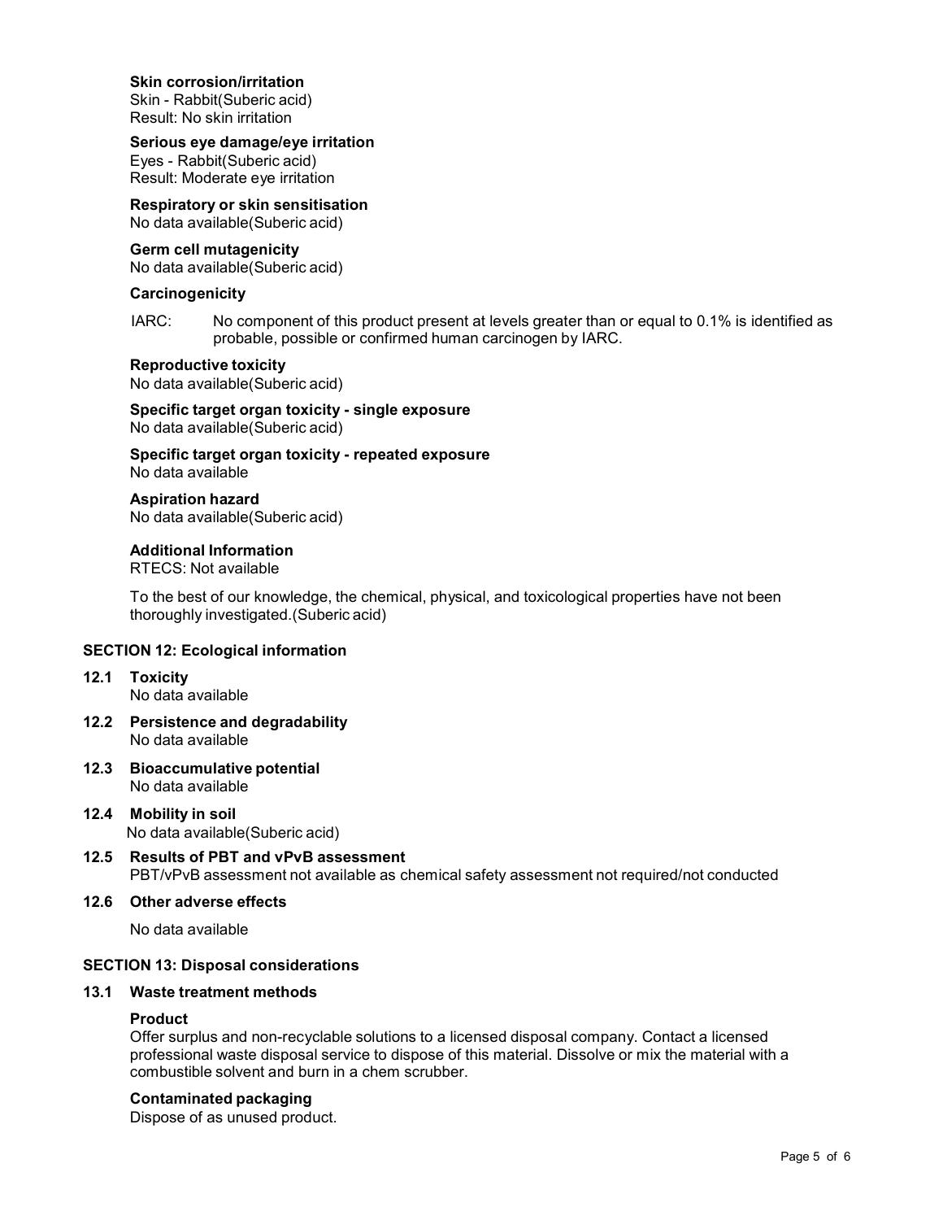**Skin corrosion/irritation**
Skin - Rabbit(Suberic acid)
Result: No skin irritation

**Serious eye damage/eye irritation**
Eyes - Rabbit(Suberic acid)
Result: Moderate eye irritation

**Respiratory or skin sensitisation**
No data available(Suberic acid)

**Germ cell mutagenicity**
No data available(Suberic acid)

**Carcinogenicity**

IARC: No component of this product present at levels greater than or equal to 0.1% is identified as probable, possible or confirmed human carcinogen by IARC.

**Reproductive toxicity**
No data available(Suberic acid)

**Specific target organ toxicity - single exposure**
No data available(Suberic acid)

**Specific target organ toxicity - repeated exposure**
No data available

**Aspiration hazard**
No data available(Suberic acid)

**Additional Information**
RTECS: Not available

To the best of our knowledge, the chemical, physical, and toxicological properties have not been thoroughly investigated.(Suberic acid)

## SECTION 12: Ecological information

### 12.1 Toxicity
No data available

### 12.2 Persistence and degradability
No data available

### 12.3 Bioaccumulative potential
No data available

### 12.4 Mobility in soil
No data available(Suberic acid)

### 12.5 Results of PBT and vPvB assessment
PBT/vPvB assessment not available as chemical safety assessment not required/not conducted

### 12.6 Other adverse effects

No data available

## SECTION 13: Disposal considerations

### 13.1 Waste treatment methods

**Product**
Offer surplus and non-recyclable solutions to a licensed disposal company. Contact a licensed professional waste disposal service to dispose of this material. Dissolve or mix the material with a combustible solvent and burn in a chem scrubber.

**Contaminated packaging**
Dispose of as unused product.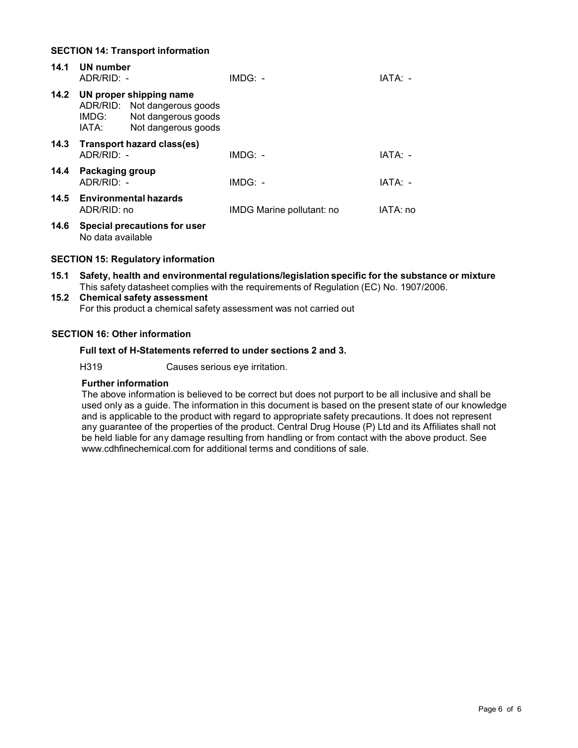### SECTION 14: Transport information

**14.1 UN number**

| | | |
|---|---|---|
| ADR/RID: - | IMDG: - | IATA: - |

**14.2 UN proper shipping name**

ADR/RID: Not dangerous goods
IMDG: Not dangerous goods
IATA: Not dangerous goods

**14.3 Transport hazard class(es)**

| | | |
|---|---|---|
| ADR/RID: - | IMDG: - | IATA: - |

**14.4 Packaging group**

| | | |
|---|---|---|
| ADR/RID: - | IMDG: - | IATA: - |

**14.5 Environmental hazards**

| | | |
|---|---|---|
| ADR/RID: no | IMDG Marine pollutant: no | IATA: no |

**14.6 Special precautions for user**

No data available

### SECTION 15: Regulatory information

**15.1 Safety, health and environmental regulations/legislation specific for the substance or mixture**

This safety datasheet complies with the requirements of Regulation (EC) No. 1907/2006.

**15.2 Chemical safety assessment**

For this product a chemical safety assessment was not carried out

### SECTION 16: Other information

**Full text of H-Statements referred to under sections 2 and 3.**

H319 Causes serious eye irritation.

**Further information**

The above information is believed to be correct but does not purport to be all inclusive and shall be used only as a guide. The information in this document is based on the present state of our knowledge and is applicable to the product with regard to appropriate safety precautions. It does not represent any guarantee of the properties of the product. Central Drug House (P) Ltd and its Affiliates shall not be held liable for any damage resulting from handling or from contact with the above product. See www.cdhfinechemical.com for additional terms and conditions of sale.